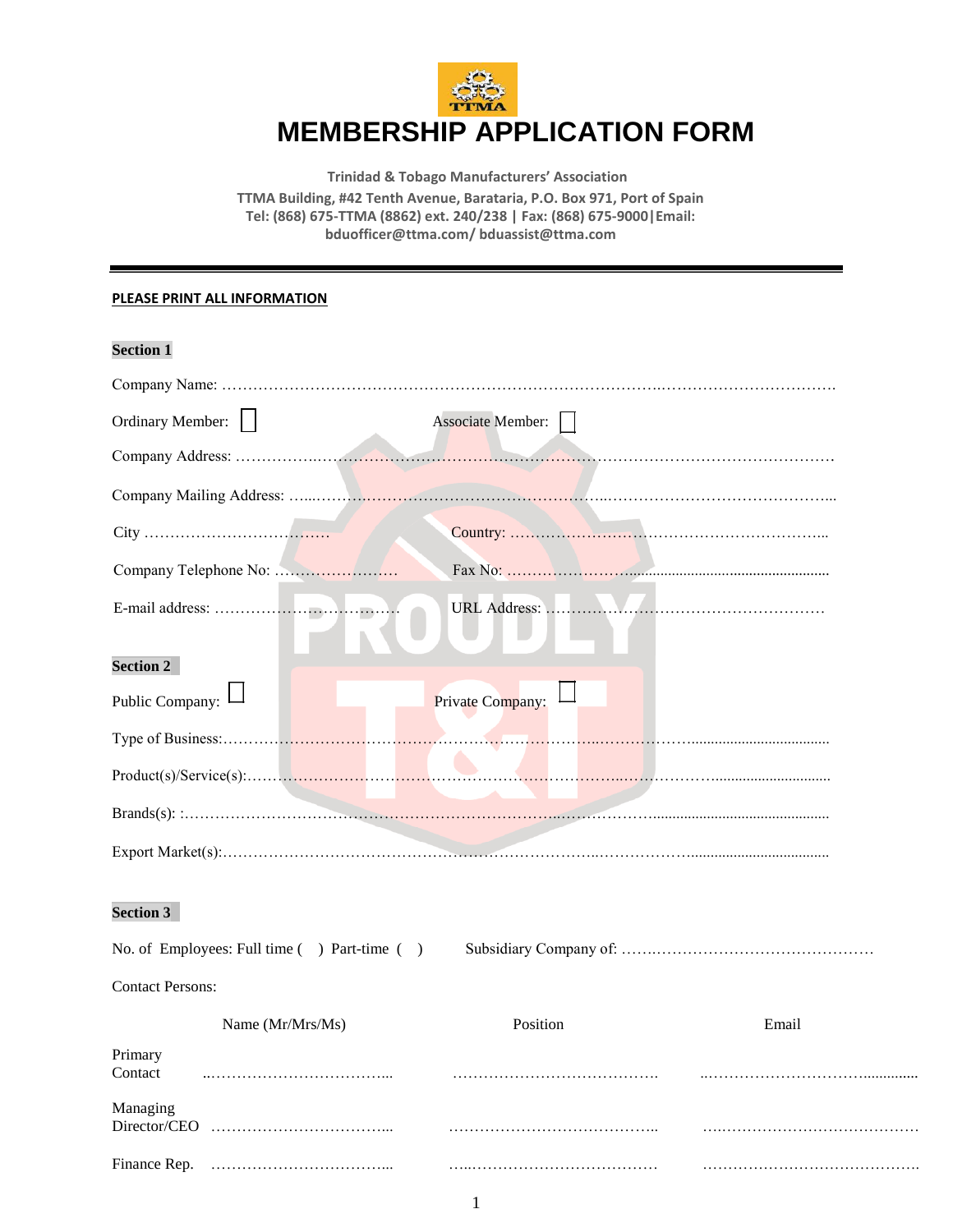# MEMBERSHIP APPLICATION FORM

**Trinidad & Tobago Manufacturers' Association**
**TTMA Building, #42 Tenth Avenue, Barataria, P.O. Box 971, Port of Spain**
**Tel: (868) 675-TTMA (8862) ext. 240/238 | Fax: (868) 675-9000|Email: bduofficer@ttma.com/ bduassist@ttma.com**

---

**PLEASE PRINT ALL INFORMATION**

## Section 1

Company Name: ……………………………………………………………………………………………………………

Ordinary Member: ☐ Associate Member: ☐

Company Address: ……………………………………………………………………………………………………………

Company Mailing Address: ……………………………………………………………………………………………………

City ………………………………. Country: ……………………………………………………………..

Company Telephone No: ……………………. Fax No: ……………………………………………………………

E-mail address: …………………………….. URL Address: ……………………………………………………

## Section 2

Public Company: ☐ Private Company: ☐

Type of Business:……………………………………………………………………………………………………………

Product(s)/Service(s):…………………………………………………………………………………………………………

Brands(s): :……………………………………………………………………………………………………………………

Export Market(s):………………………………………………………………………………………………………………

## Section 3

No. of Employees: Full time ( ) Part-time ( ) Subsidiary Company of: ………………………………………………

Contact Persons:

| | Name (Mr/Mrs/Ms) | Position | Email |
|---|---|---|---|
| Primary Contact | ……………………………… | ……………………………… | ……………………………… |
| Managing Director/CEO | ……………………………… | ……………………………… | ……………………………… |
| Finance Rep. | ……………………………… | ……………………………… | ……………………………… |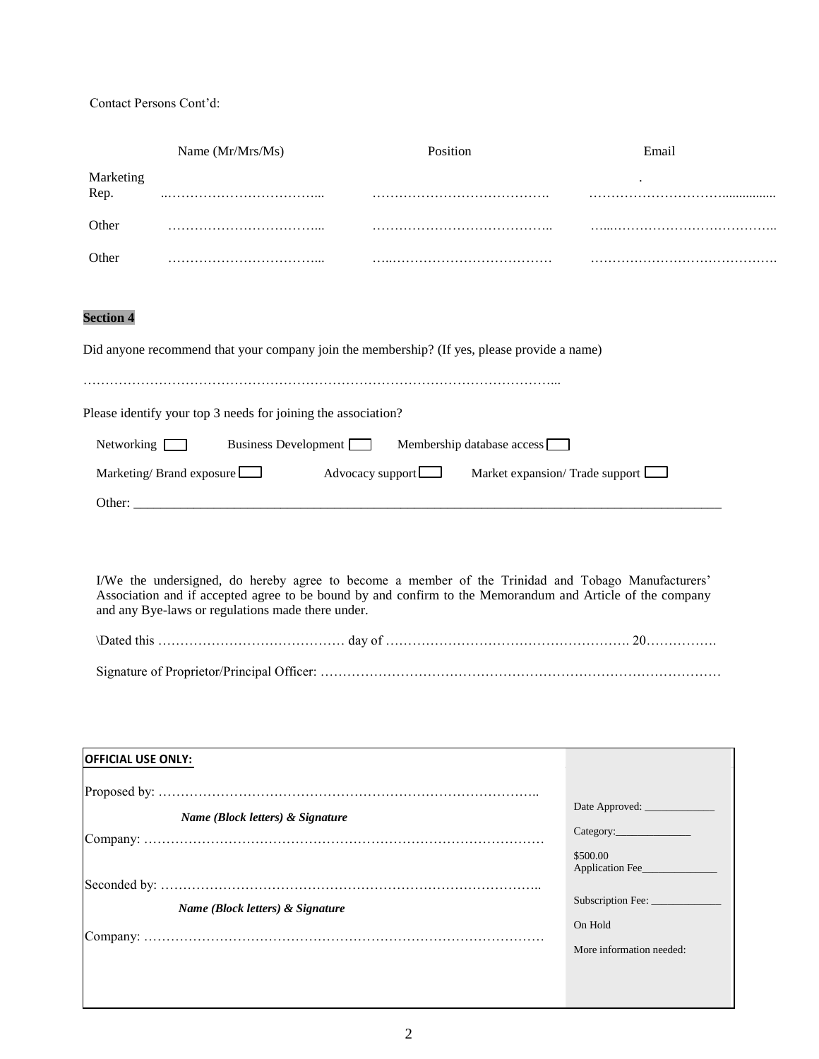Contact Persons Cont'd:

| | Name (Mr/Mrs/Ms) | Position | Email |
|---|---|---|---|
| Marketing Rep. | ..…………………………….... | …………………………………. | ………………………….............. |
| Other | ……………………………... | ………………………………….. | …...……………………………….. |
| Other | ……………………………... | …..………………………………… | ……………………………………. |

**Section 4**

Did anyone recommend that your company join the membership? (If yes, please provide a name)

………………………………………………………………………………………………...

Please identify your top 3 needs for joining the association?

Networking ☐ Business Development ☐ Membership database access ☐

Marketing/ Brand exposure ☐ Advocacy support ☐ Market expansion/ Trade support ☐

Other: ___________________________________________________________________________

I/We the undersigned, do hereby agree to become a member of the Trinidad and Tobago Manufacturers' Association and if accepted agree to be bound by and confirm to the Memorandum and Article of the company and any Bye-laws or regulations made there under.

\Dated this …………………………………… day of ………………………………………………. 20…………….

Signature of Proprietor/Principal Officer: ……………………………………………………………………………

**OFFICIAL USE ONLY:**

Proposed by: …………………………………………………………………………..

*Name (Block letters) & Signature*

Company: ………………………………………………………………………………

Seconded by: …………………………………………………………………………..

*Name (Block letters) & Signature*

Company: ………………………………………………………………………………

Date Approved: _____________

Category:______________

$500.00
Application Fee______________

Subscription Fee: _____________

On Hold

More information needed: